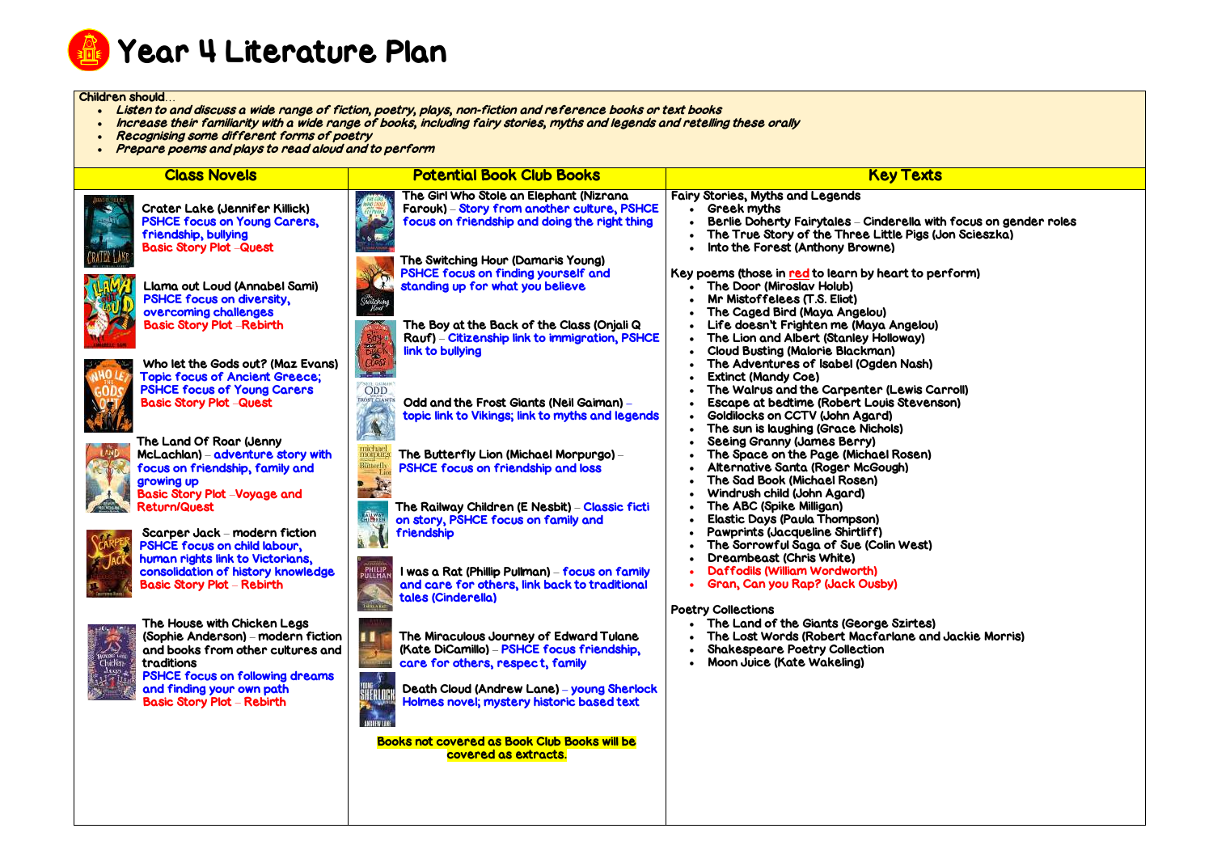# Year 4 Literature Plan

**Children should…**

- *Listen to and discuss a wide range of fiction, poetry, plays, non-fiction and reference books or text books*
- *Increase their familiarity with a wide range of books, including fairy stories, myths and legends and retelling these orally*
- *Recognising some different forms of poetry*
- *Prepare poems and plays to read aloud and to perform*

## Class Novels

**Crater Lake (Jennifer Killick)**
PSHCE focus on Young Carers, friendship, bullying
Basic Story Plot – Quest

**Llama out Loud (Annabel Sami)**
PSHCE focus on diversity, overcoming challenges
Basic Story Plot – Rebirth

**Who let the Gods out? (Maz Evans)**
Topic focus of Ancient Greece; PSHCE focus of Young Carers
Basic Story Plot – Quest

**The Land Of Roar (Jenny McLachlan)** – adventure story with focus on friendship, family and growing up
Basic Story Plot – Voyage and Return/Quest

**Scarper Jack** – modern fiction
PSHCE focus on child labour, human rights link to Victorians, consolidation of history knowledge
Basic Story Plot – Rebirth

**The House with Chicken Legs (Sophie Anderson)** – modern fiction and books from other cultures and traditions
PSHCE focus on following dreams and finding your own path
Basic Story Plot – Rebirth

## Potential Book Club Books

**The Girl Who Stole an Elephant (Nizrana Farouk)** – Story from another culture, PSHCE focus on friendship and doing the right thing

**The Switching Hour (Damaris Young)**
PSHCE focus on finding yourself and standing up for what you believe

**The Boy at the Back of the Class (Onjali Q Rauf)** – Citizenship link to immigration, PSHCE link to bullying

**Odd and the Frost Giants (Neil Gaiman)** – topic link to Vikings; link to myths and legends

**The Butterfly Lion (Michael Morpurgo)** – PSHCE focus on friendship and loss

**The Railway Children (E Nesbit)** – Classic fiction story, PSHCE focus on family and friendship

**I was a Rat (Phillip Pullman)** – focus on family and care for others, link back to traditional tales (Cinderella)

**The Miraculous Journey of Edward Tulane (Kate DiCamillo)** – PSHCE focus friendship, care for others, respect, family

**Death Cloud (Andrew Lane)** – young Sherlock Holmes novel; mystery historic based text

**Books not covered as Book Club Books will be covered as extracts.**

## Key Texts

**Fairy Stories, Myths and Legends**

- Greek myths
- Berlie Doherty Fairytales – Cinderella with focus on gender roles
- The True Story of the Three Little Pigs (Jon Scieszka)
- Into the Forest (Anthony Browne)

**Key poems (those in red to learn by heart to perform)**

- The Door (Miroslav Holub)
- Mr Mistoffelees (T.S. Eliot)
- The Caged Bird (Maya Angelou)
- Life doesn't Frighten me (Maya Angelou)
- The Lion and Albert (Stanley Holloway)
- Cloud Busting (Malorie Blackman)
- The Adventures of Isabel (Ogden Nash)
- Extinct (Mandy Coe)
- The Walrus and the Carpenter (Lewis Carroll)
- Escape at bedtime (Robert Louis Stevenson)
- Goldilocks on CCTV (John Agard)
- The sun is laughing (Grace Nichols)
- Seeing Granny (James Berry)
- The Space on the Page (Michael Rosen)
- Alternative Santa (Roger McGough)
- The Sad Book (Michael Rosen)
- Windrush child (John Agard)
- The ABC (Spike Milligan)
- Elastic Days (Paula Thompson)
- Pawprints (Jacqueline Shirtliff)
- The Sorrowful Saga of Sue (Colin West)
- Dreambeast (Chris White)
- Daffodils (William Wordworth)
- Gran, Can you Rap? (Jack Ousby)

**Poetry Collections**

- The Land of the Giants (George Szirtes)
- The Lost Words (Robert Macfarlane and Jackie Morris)
- Shakespeare Poetry Collection
- Moon Juice (Kate Wakeling)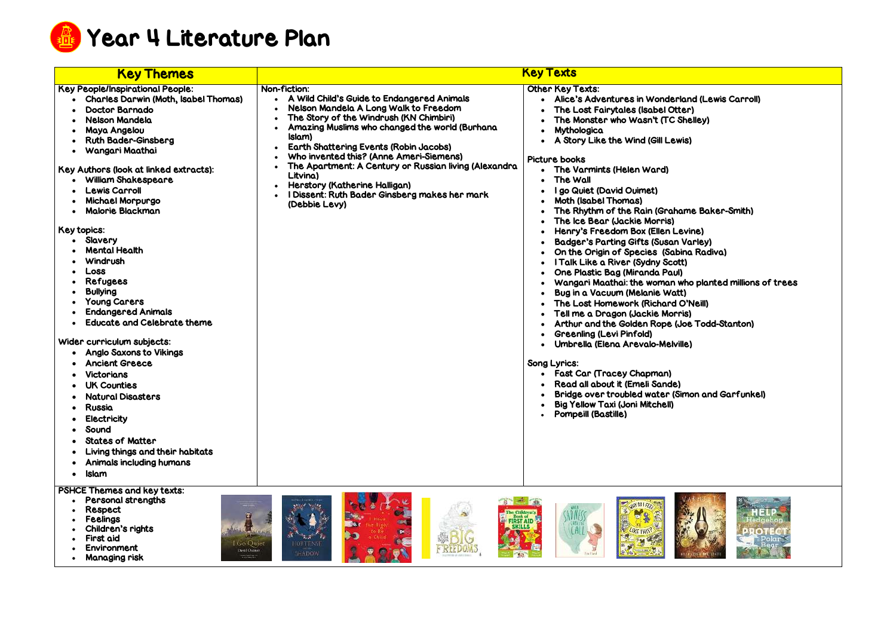# Year 4 Literature Plan

## Key Themes

**Key People/Inspirational People:**
- Charles Darwin (Moth, Isabel Thomas)
- Doctor Barnado
- Nelson Mandela
- Maya Angelou
- Ruth Bader-Ginsberg
- Wangari Maathai

**Key Authors (look at linked extracts):**
- William Shakespeare
- Lewis Carroll
- Michael Morpurgo
- Malorie Blackman

**Key topics:**
- Slavery
- Mental Health
- Windrush
- Loss
- Refugees
- Bullying
- Young Carers
- Endangered Animals
- Educate and Celebrate theme

**Wider curriculum subjects:**
- Anglo Saxons to Vikings
- Ancient Greece
- Victorians
- UK Counties
- Natural Disasters
- Russia
- Electricity
- Sound
- States of Matter
- Living things and their habitats
- Animals including humans
- Islam

## Key Texts

**Non-fiction:**
- A Wild Child's Guide to Endangered Animals
- Nelson Mandela A Long Walk to Freedom
- The Story of the Windrush (KN Chimbiri)
- Amazing Muslims who changed the world (Burhana Islam)
- Earth Shattering Events (Robin Jacobs)
- Who invented this? (Anne Ameri-Siemens)
- The Apartment: A Century or Russian living (Alexandra Litvina)
- Herstory (Katherine Halligan)
- I Dissent: Ruth Bader Ginsberg makes her mark (Debbie Levy)

**Other Key Texts:**
- Alice's Adventures in Wonderland (Lewis Carroll)
- The Lost Fairytales (Isabel Otter)
- The Monster who Wasn't (TC Shelley)
- Mythologica
- A Story Like the Wind (Gill Lewis)

**Picture books**
- The Varmints (Helen Ward)
- The Wall
- I go Quiet (David Ouimet)
- Moth (Isabel Thomas)
- The Rhythm of the Rain (Grahame Baker-Smith)
- The Ice Bear (Jackie Morris)
- Henry's Freedom Box (Ellen Levine)
- Badger's Parting Gifts (Susan Varley)
- On the Origin of Species (Sabina Radiva)
- I Talk Like a River (Sydny Scott)
- One Plastic Bag (Miranda Paul)
- Wangari Maathai: the woman who planted millions of trees
- Bug in a Vacuum (Melanie Watt)
- The Lost Homework (Richard O'Neill)
- Tell me a Dragon (Jackie Morris)
- Arthur and the Golden Rope (Joe Todd-Stanton)
- Greenling (Levi Pinfold)
- Umbrella (Elena Arevalo-Melville)

**Song Lyrics:**
- Fast Car (Tracey Chapman)
- Read all about it (Emeli Sande)
- Bridge over troubled water (Simon and Garfunkel)
- Big Yellow Taxi (Joni Mitchell)
- Pompeiil (Bastille)

**PSHCE Themes and key texts:**
- Personal strengths
- Respect
- Feelings
- Children's rights
- First aid
- Environment
- Managing risk